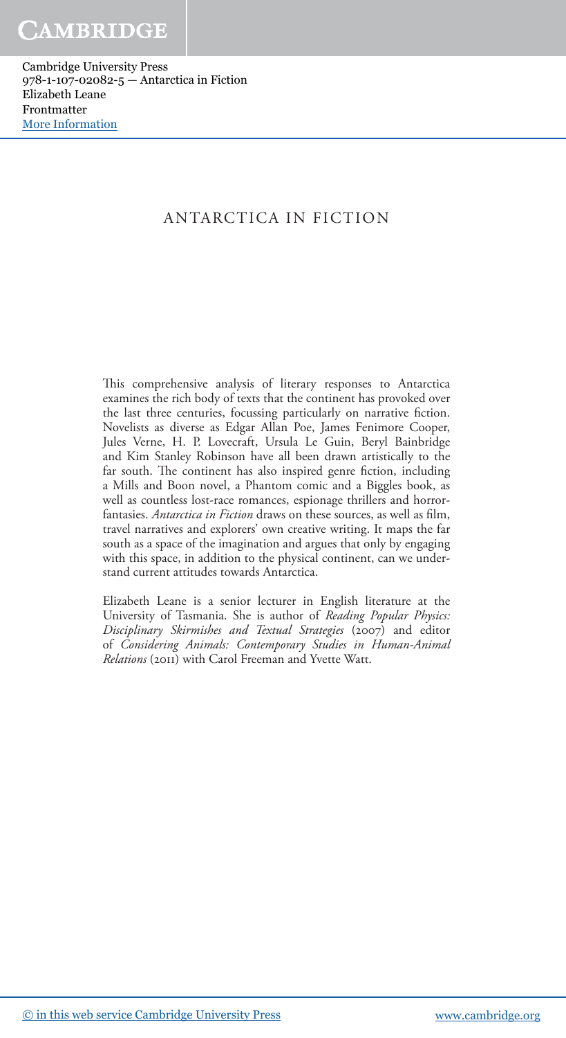# ANTARCTICA IN FICTION

This comprehensive analysis of literary responses to Antarctica examines the rich body of texts that the continent has provoked over the last three centuries, focussing particularly on narrative fiction. Novelists as diverse as Edgar Allan Poe, James Fenimore Cooper, Jules Verne, H. P. Lovecraft, Ursula Le Guin, Beryl Bainbridge and Kim Stanley Robinson have all been drawn artistically to the far south. The continent has also inspired genre fiction, including a Mills and Boon novel, a Phantom comic and a Biggles book, as well as countless lost-race romances, espionage thrillers and horror-fantasies. *Antarctica in Fiction* draws on these sources, as well as film, travel narratives and explorers' own creative writing. It maps the far south as a space of the imagination and argues that only by engaging with this space, in addition to the physical continent, can we understand current attitudes towards Antarctica.

Elizabeth Leane is a senior lecturer in English literature at the University of Tasmania. She is author of *Reading Popular Physics: Disciplinary Skirmishes and Textual Strategies* (2007) and editor of *Considering Animals: Contemporary Studies in Human-Animal Relations* (2011) with Carol Freeman and Yvette Watt.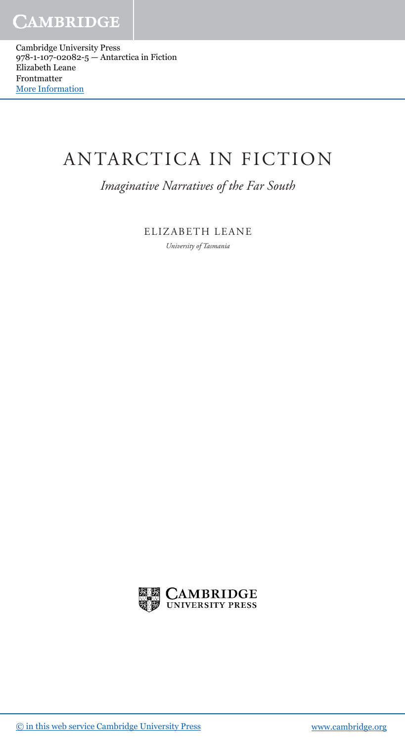# ANTARCTICA IN FICTION

*Imaginative Narratives of the Far South*

ELIZABETH LEANE

*University of Tasmania*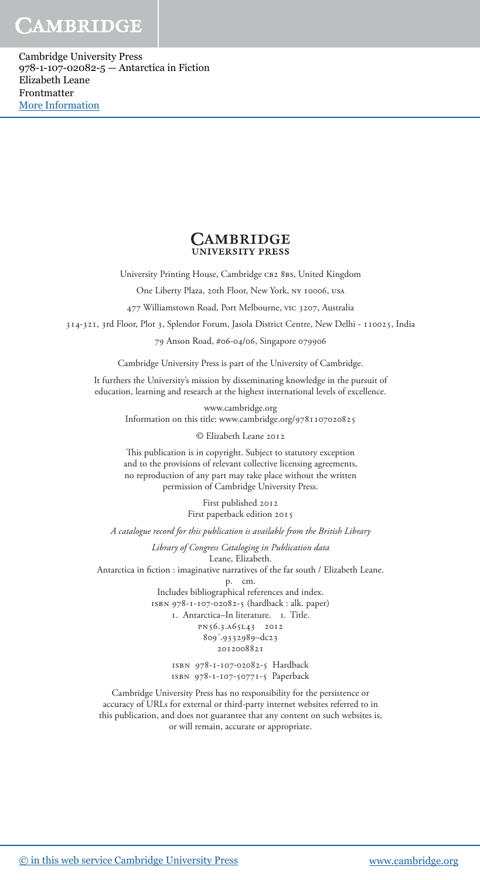**CAMBRIDGE**
**UNIVERSITY PRESS**

University Printing House, Cambridge CB2 8BS, United Kingdom

One Liberty Plaza, 20th Floor, New York, NY 10006, USA

477 Williamstown Road, Port Melbourne, VIC 3207, Australia

314-321, 3rd Floor, Plot 3, Splendor Forum, Jasola District Centre, New Delhi - 110025, India

79 Anson Road, #06-04/06, Singapore 079906

Cambridge University Press is part of the University of Cambridge.

It furthers the University's mission by disseminating knowledge in the pursuit of education, learning and research at the highest international levels of excellence.

www.cambridge.org
Information on this title: www.cambridge.org/9781107020825

© Elizabeth Leane 2012

This publication is in copyright. Subject to statutory exception and to the provisions of relevant collective licensing agreements, no reproduction of any part may take place without the written permission of Cambridge University Press.

First published 2012
First paperback edition 2015

*A catalogue record for this publication is available from the British Library*

*Library of Congress Cataloging in Publication data*
Leane, Elizabeth.
Antarctica in fiction : imaginative narratives of the far south / Elizabeth Leane.
p. cm.
Includes bibliographical references and index.
ISBN 978-1-107-02082-5 (hardback : alk. paper)
1. Antarctica–In literature. I. Title.
PN56.3.A65L43 2012
809′.9332989–dc23
2012008821

ISBN 978-1-107-02082-5 Hardback
ISBN 978-1-107-50771-5 Paperback

Cambridge University Press has no responsibility for the persistence or accuracy of URLs for external or third-party internet websites referred to in this publication, and does not guarantee that any content on such websites is, or will remain, accurate or appropriate.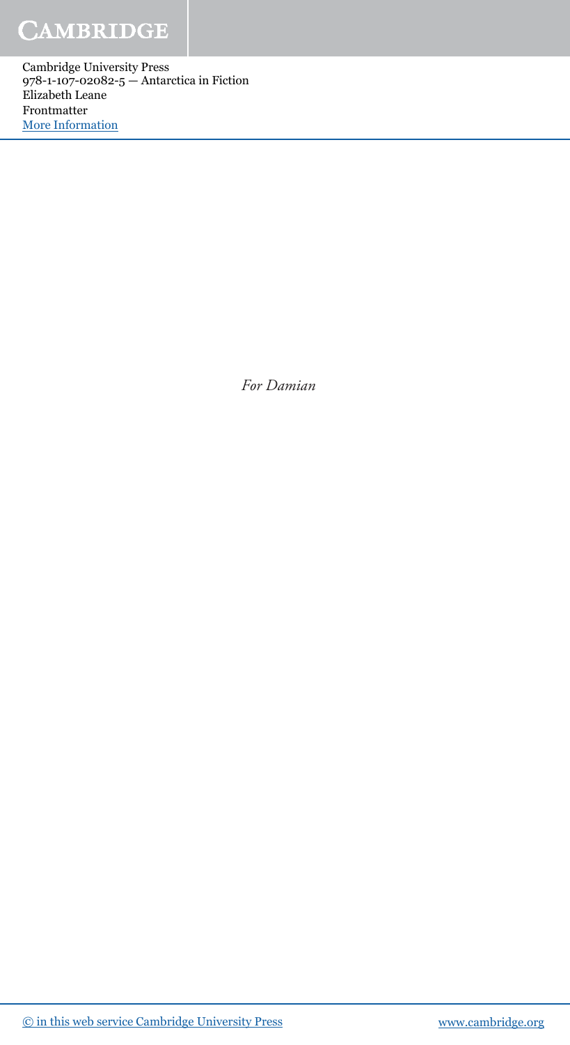*For Damian*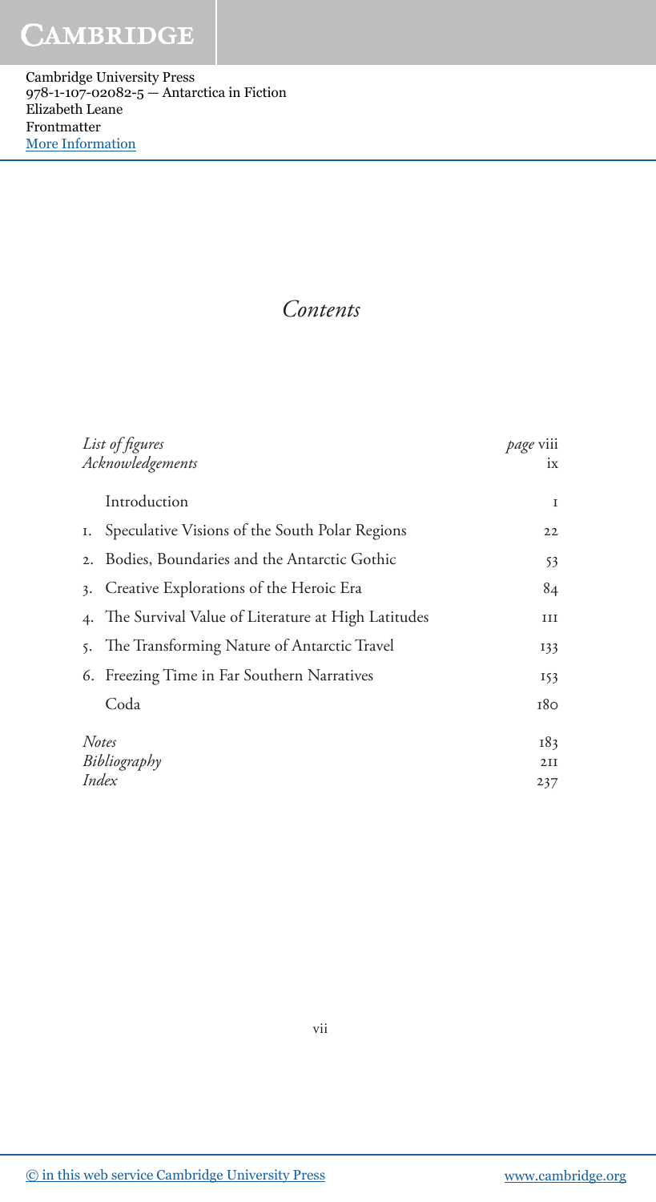# *Contents*

*List of figures* — *page* viii

*Acknowledgements* — ix

Introduction — 1

1. Speculative Visions of the South Polar Regions — 22
2. Bodies, Boundaries and the Antarctic Gothic — 53
3. Creative Explorations of the Heroic Era — 84
4. The Survival Value of Literature at High Latitudes — 111
5. The Transforming Nature of Antarctic Travel — 133
6. Freezing Time in Far Southern Narratives — 153

Coda — 180

*Notes* — 183

*Bibliography* — 211

*Index* — 237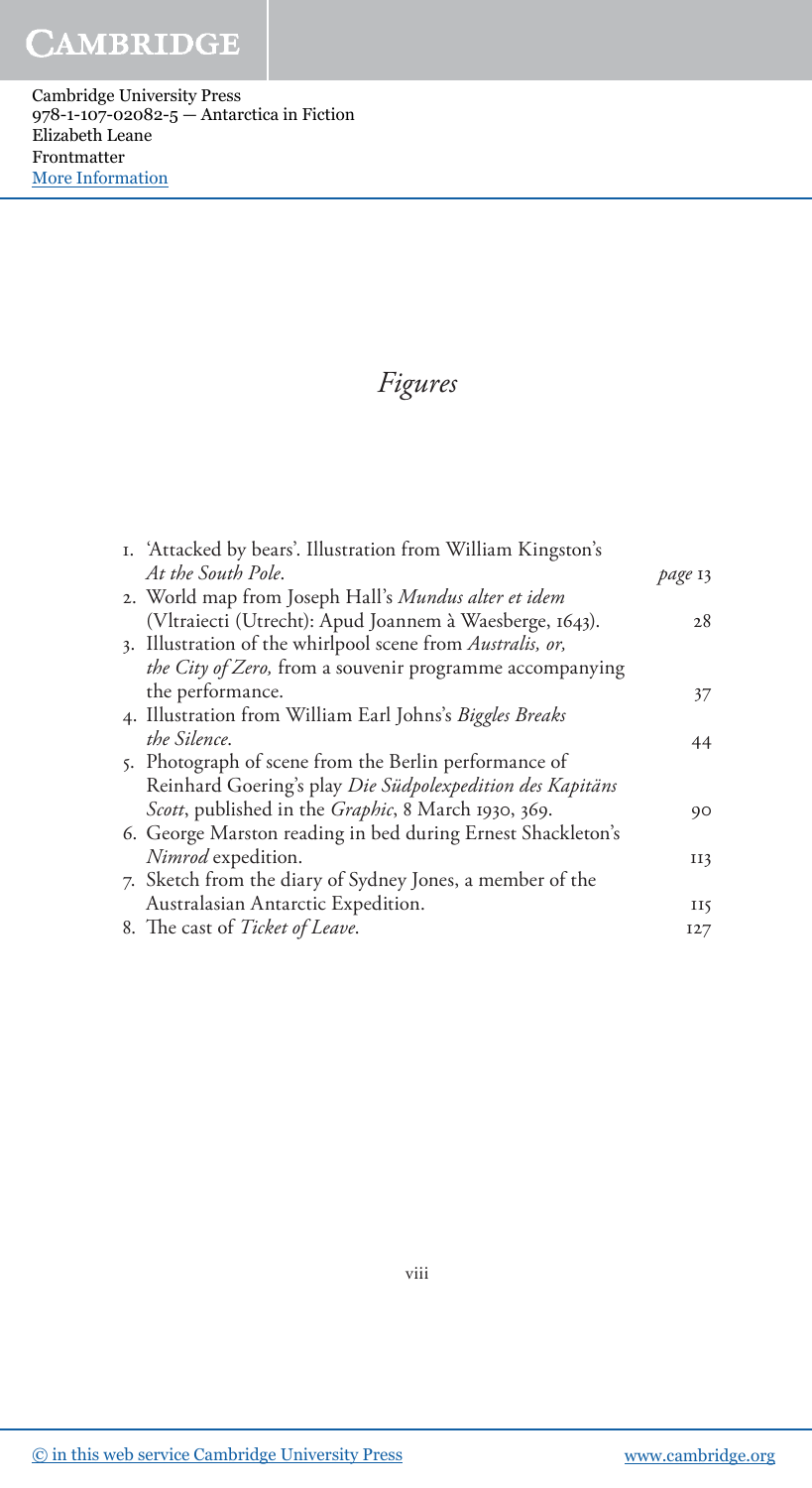# *Figures*

1. 'Attacked by bears'. Illustration from William Kingston's *At the South Pole*. *page* 13
2. World map from Joseph Hall's *Mundus alter et idem* (Vltraiecti (Utrecht): Apud Joannem à Waesberge, 1643). 28
3. Illustration of the whirlpool scene from *Australis, or, the City of Zero,* from a souvenir programme accompanying the performance. 37
4. Illustration from William Earl Johns's *Biggles Breaks the Silence*. 44
5. Photograph of scene from the Berlin performance of Reinhard Goering's play *Die Südpolexpedition des Kapitäns Scott*, published in the *Graphic*, 8 March 1930, 369. 90
6. George Marston reading in bed during Ernest Shackleton's *Nimrod* expedition. 113
7. Sketch from the diary of Sydney Jones, a member of the Australasian Antarctic Expedition. 115
8. The cast of *Ticket of Leave*. 127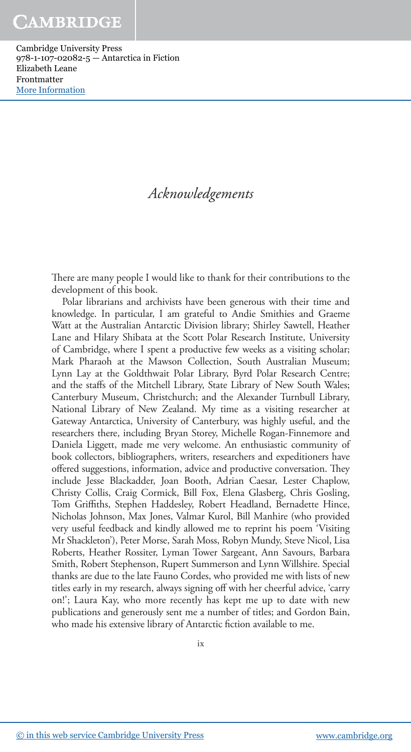# *Acknowledgements*

There are many people I would like to thank for their contributions to the development of this book.

Polar librarians and archivists have been generous with their time and knowledge. In particular, I am grateful to Andie Smithies and Graeme Watt at the Australian Antarctic Division library; Shirley Sawtell, Heather Lane and Hilary Shibata at the Scott Polar Research Institute, University of Cambridge, where I spent a productive few weeks as a visiting scholar; Mark Pharaoh at the Mawson Collection, South Australian Museum; Lynn Lay at the Goldthwait Polar Library, Byrd Polar Research Centre; and the staffs of the Mitchell Library, State Library of New South Wales; Canterbury Museum, Christchurch; and the Alexander Turnbull Library, National Library of New Zealand. My time as a visiting researcher at Gateway Antarctica, University of Canterbury, was highly useful, and the researchers there, including Bryan Storey, Michelle Rogan-Finnemore and Daniela Liggett, made me very welcome. An enthusiastic community of book collectors, bibliographers, writers, researchers and expeditioners have offered suggestions, information, advice and productive conversation. They include Jesse Blackadder, Joan Booth, Adrian Caesar, Lester Chaplow, Christy Collis, Craig Cormick, Bill Fox, Elena Glasberg, Chris Gosling, Tom Griffiths, Stephen Haddesley, Robert Headland, Bernadette Hince, Nicholas Johnson, Max Jones, Valmar Kurol, Bill Manhire (who provided very useful feedback and kindly allowed me to reprint his poem 'Visiting Mr Shackleton'), Peter Morse, Sarah Moss, Robyn Mundy, Steve Nicol, Lisa Roberts, Heather Rossiter, Lyman Tower Sargeant, Ann Savours, Barbara Smith, Robert Stephenson, Rupert Summerson and Lynn Willshire. Special thanks are due to the late Fauno Cordes, who provided me with lists of new titles early in my research, always signing off with her cheerful advice, 'carry on!'; Laura Kay, who more recently has kept me up to date with new publications and generously sent me a number of titles; and Gordon Bain, who made his extensive library of Antarctic fiction available to me.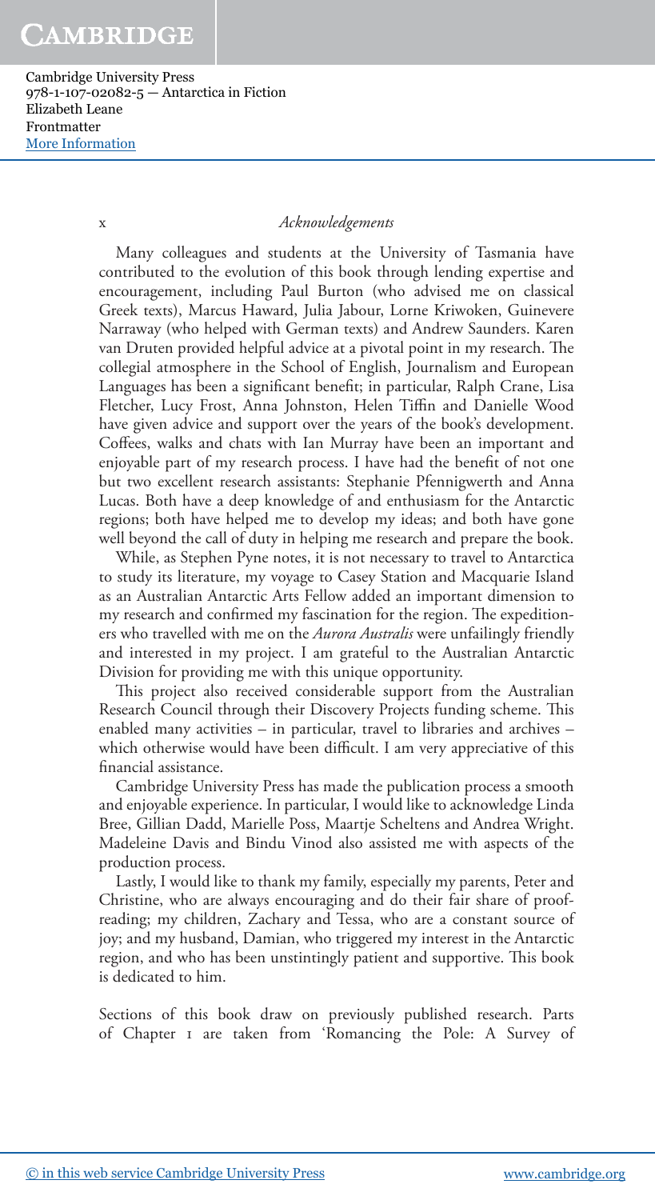Many colleagues and students at the University of Tasmania have contributed to the evolution of this book through lending expertise and encouragement, including Paul Burton (who advised me on classical Greek texts), Marcus Haward, Julia Jabour, Lorne Kriwoken, Guinevere Narraway (who helped with German texts) and Andrew Saunders. Karen van Druten provided helpful advice at a pivotal point in my research. The collegial atmosphere in the School of English, Journalism and European Languages has been a significant benefit; in particular, Ralph Crane, Lisa Fletcher, Lucy Frost, Anna Johnston, Helen Tiffin and Danielle Wood have given advice and support over the years of the book's development. Coffees, walks and chats with Ian Murray have been an important and enjoyable part of my research process. I have had the benefit of not one but two excellent research assistants: Stephanie Pfennigwerth and Anna Lucas. Both have a deep knowledge of and enthusiasm for the Antarctic regions; both have helped me to develop my ideas; and both have gone well beyond the call of duty in helping me research and prepare the book.

While, as Stephen Pyne notes, it is not necessary to travel to Antarctica to study its literature, my voyage to Casey Station and Macquarie Island as an Australian Antarctic Arts Fellow added an important dimension to my research and confirmed my fascination for the region. The expeditioners who travelled with me on the *Aurora Australis* were unfailingly friendly and interested in my project. I am grateful to the Australian Antarctic Division for providing me with this unique opportunity.

This project also received considerable support from the Australian Research Council through their Discovery Projects funding scheme. This enabled many activities – in particular, travel to libraries and archives – which otherwise would have been difficult. I am very appreciative of this financial assistance.

Cambridge University Press has made the publication process a smooth and enjoyable experience. In particular, I would like to acknowledge Linda Bree, Gillian Dadd, Marielle Poss, Maartje Scheltens and Andrea Wright. Madeleine Davis and Bindu Vinod also assisted me with aspects of the production process.

Lastly, I would like to thank my family, especially my parents, Peter and Christine, who are always encouraging and do their fair share of proofreading; my children, Zachary and Tessa, who are a constant source of joy; and my husband, Damian, who triggered my interest in the Antarctic region, and who has been unstintingly patient and supportive. This book is dedicated to him.

Sections of this book draw on previously published research. Parts of Chapter 1 are taken from 'Romancing the Pole: A Survey of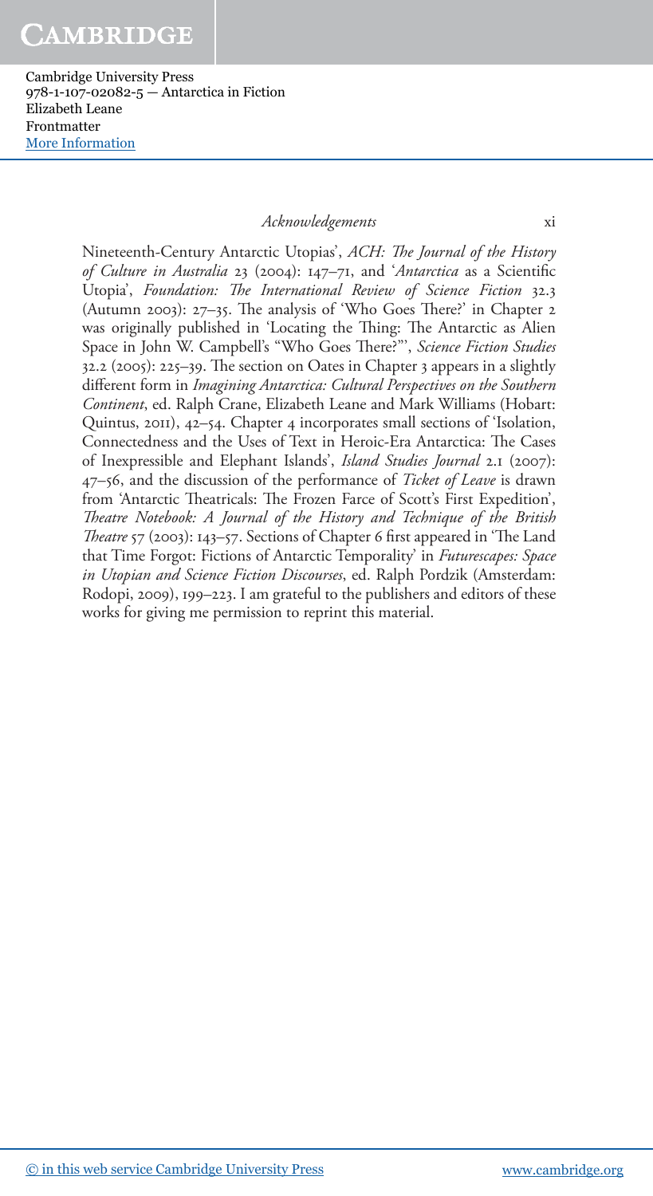Nineteenth-Century Antarctic Utopias', *ACH: The Journal of the History of Culture in Australia* 23 (2004): 147–71, and '*Antarctica* as a Scientific Utopia', *Foundation: The International Review of Science Fiction* 32.3 (Autumn 2003): 27–35. The analysis of 'Who Goes There?' in Chapter 2 was originally published in 'Locating the Thing: The Antarctic as Alien Space in John W. Campbell's "Who Goes There?"', *Science Fiction Studies* 32.2 (2005): 225–39. The section on Oates in Chapter 3 appears in a slightly different form in *Imagining Antarctica: Cultural Perspectives on the Southern Continent*, ed. Ralph Crane, Elizabeth Leane and Mark Williams (Hobart: Quintus, 2011), 42–54. Chapter 4 incorporates small sections of 'Isolation, Connectedness and the Uses of Text in Heroic-Era Antarctica: The Cases of Inexpressible and Elephant Islands', *Island Studies Journal* 2.1 (2007): 47–56, and the discussion of the performance of *Ticket of Leave* is drawn from 'Antarctic Theatricals: The Frozen Farce of Scott's First Expedition', *Theatre Notebook: A Journal of the History and Technique of the British Theatre* 57 (2003): 143–57. Sections of Chapter 6 first appeared in 'The Land that Time Forgot: Fictions of Antarctic Temporality' in *Futurescapes: Space in Utopian and Science Fiction Discourses*, ed. Ralph Pordzik (Amsterdam: Rodopi, 2009), 199–223. I am grateful to the publishers and editors of these works for giving me permission to reprint this material.